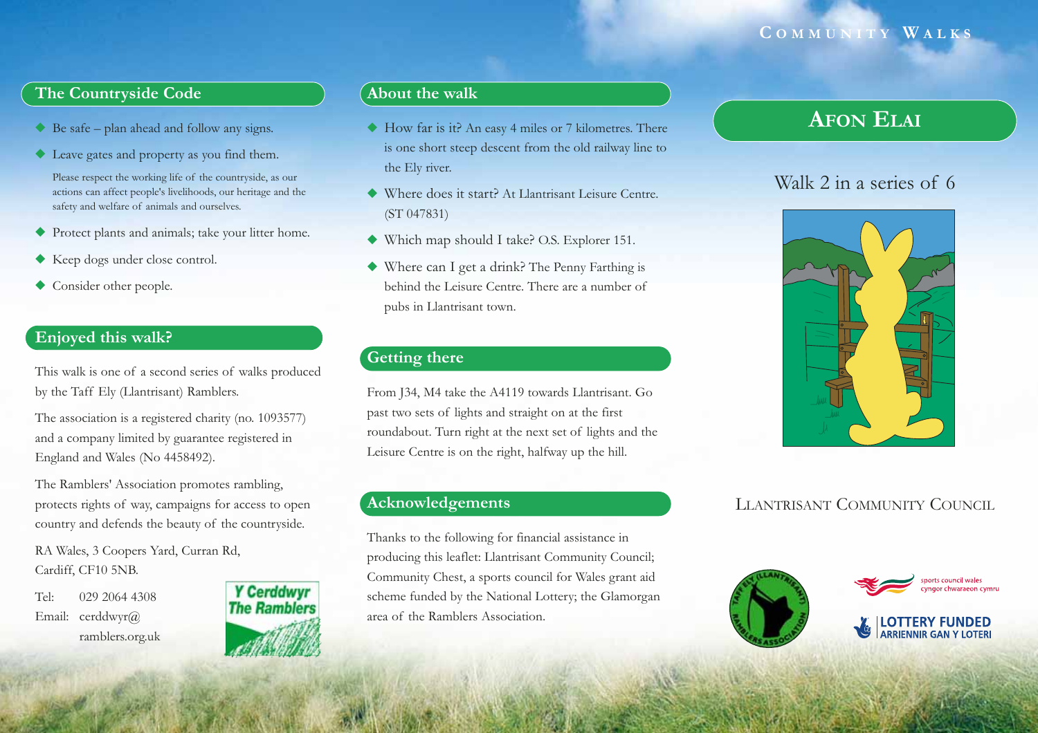# The Countryside Code

- Be safe – plan ahead and follow any signs.
- Leave gates and property as you find them.

  Please respect the working life of the countryside, as our actions can affect people's livelihoods, our heritage and the safety and welfare of animals and ourselves.

- Protect plants and animals; take your litter home.
- Keep dogs under close control.
- Consider other people.

# Enjoyed this walk?

This walk is one of a second series of walks produced by the Taff Ely (Llantrisant) Ramblers.

The association is a registered charity (no. 1093577) and a company limited by guarantee registered in England and Wales (No 4458492).

The Ramblers' Association promotes rambling, protects rights of way, campaigns for access to open country and defends the beauty of the countryside.

RA Wales, 3 Coopers Yard, Curran Rd,
Cardiff, CF10 5NB.

Tel: 029 2064 4308
Email: cerddwyr@ramblers.org.uk

Y Cerddwyr
The Ramblers

# About the walk

- How far is it? An easy 4 miles or 7 kilometres. There is one short steep descent from the old railway line to the Ely river.
- Where does it start? At Llantrisant Leisure Centre. (ST 047831)
- Which map should I take? O.S. Explorer 151.
- Where can I get a drink? The Penny Farthing is behind the Leisure Centre. There are a number of pubs in Llantrisant town.

# Getting there

From J34, M4 take the A4119 towards Llantrisant. Go past two sets of lights and straight on at the first roundabout. Turn right at the next set of lights and the Leisure Centre is on the right, halfway up the hill.

# Acknowledgements

Thanks to the following for financial assistance in producing this leaflet: Llantrisant Community Council; Community Chest, a sports council for Wales grant aid scheme funded by the National Lottery; the Glamorgan area of the Ramblers Association.

COMMUNITY WALKS

# Afon Elai

Walk 2 in a series of 6

LLANTRISANT COMMUNITY COUNCIL

Taff Ely (Llantrisant) Ramblers Association

sports council wales
cyngor chwaraeon cymru

LOTTERY FUNDED
ARRIENNIR GAN Y LOTERI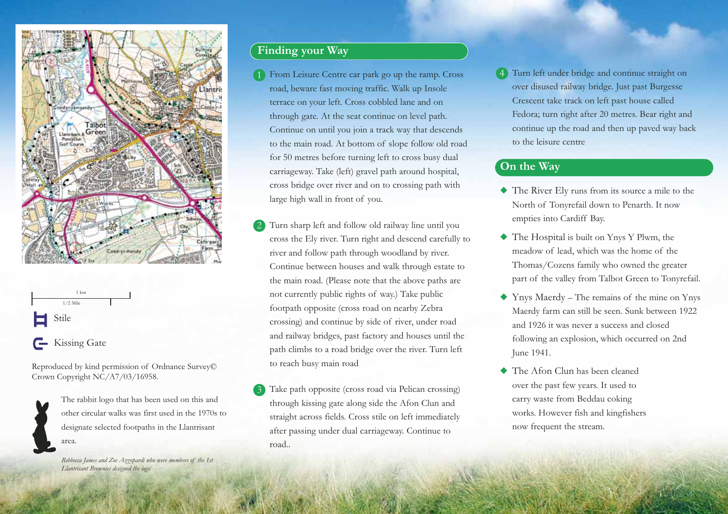1 km

1/2 Mile

Stile

Kissing Gate

Reproduced by kind permission of Ordnance Survey© Crown Copyright NC/A7/03/16958.

The rabbit logo that has been used on this and other circular walks was first used in the 1970s to designate selected footpaths in the Llantrisant area.

*Rebbecca James and Zoe Azzopardi who were members of the 1st Llantrisant Brownies designed the logo.*

## Finding your Way

1. From Leisure Centre car park go up the ramp. Cross road, beware fast moving traffic. Walk up Insole terrace on your left. Cross cobbled lane and on through gate. At the seat continue on level path. Continue on until you join a track way that descends to the main road. At bottom of slope follow old road for 50 metres before turning left to cross busy dual carriageway. Take (left) gravel path around hospital, cross bridge over river and on to crossing path with large high wall in front of you.

2. Turn sharp left and follow old railway line until you cross the Ely river. Turn right and descend carefully to river and follow path through woodland by river. Continue between houses and walk through estate to the main road. (Please note that the above paths are not currently public rights of way.) Take public footpath opposite (cross road on nearby Zebra crossing) and continue by side of river, under road and railway bridges, past factory and houses until the path climbs to a road bridge over the river. Turn left to reach busy main road

3. Take path opposite (cross road via Pelican crossing) through kissing gate along side the Afon Clun and straight across fields. Cross stile on left immediately after passing under dual carriageway. Continue to road..

4. Turn left under bridge and continue straight on over disused railway bridge. Just past Burgesse Crescent take track on left past house called Fedora; turn right after 20 metres. Bear right and continue up the road and then up paved way back to the leisure centre

## On the Way

- The River Ely runs from its source a mile to the North of Tonyrefail down to Penarth. It now empties into Cardiff Bay.
- The Hospital is built on Ynys Y Plwm, the meadow of lead, which was the home of the Thomas/Cozens family who owned the greater part of the valley from Talbot Green to Tonyrefail.
- Ynys Maerdy – The remains of the mine on Ynys Maerdy farm can still be seen. Sunk between 1922 and 1926 it was never a success and closed following an explosion, which occurred on 2nd June 1941.
- The Afon Clun has been cleaned over the past few years. It used to carry waste from Beddau coking works. However fish and kingfishers now frequent the stream.